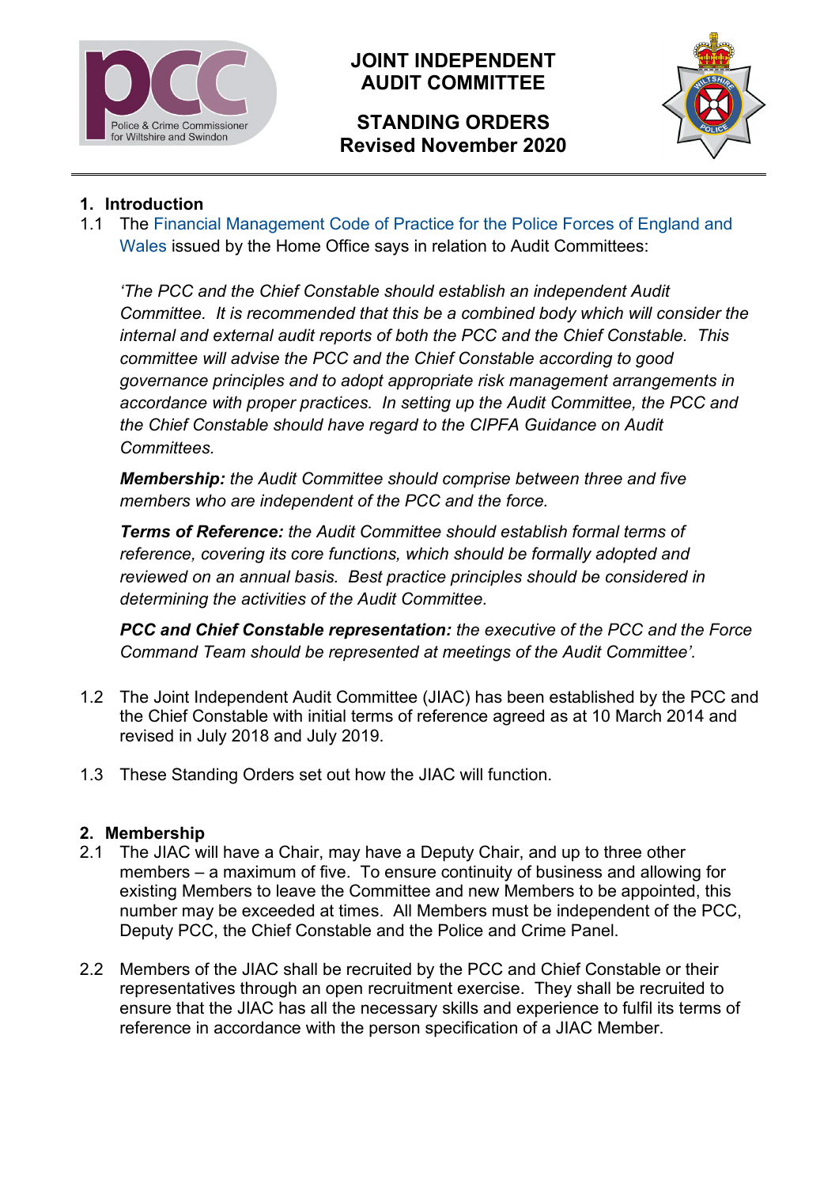# JOINT INDEPENDENT AUDIT COMMITTEE

## STANDING ORDERS
## Revised November 2020

### 1. Introduction

1.1 The Financial Management Code of Practice for the Police Forces of England and Wales issued by the Home Office says in relation to Audit Committees:

*'The PCC and the Chief Constable should establish an independent Audit Committee. It is recommended that this be a combined body which will consider the internal and external audit reports of both the PCC and the Chief Constable. This committee will advise the PCC and the Chief Constable according to good governance principles and to adopt appropriate risk management arrangements in accordance with proper practices. In setting up the Audit Committee, the PCC and the Chief Constable should have regard to the CIPFA Guidance on Audit Committees.*

***Membership:*** *the Audit Committee should comprise between three and five members who are independent of the PCC and the force.*

***Terms of Reference:*** *the Audit Committee should establish formal terms of reference, covering its core functions, which should be formally adopted and reviewed on an annual basis. Best practice principles should be considered in determining the activities of the Audit Committee.*

***PCC and Chief Constable representation:*** *the executive of the PCC and the Force Command Team should be represented at meetings of the Audit Committee'.*

1.2 The Joint Independent Audit Committee (JIAC) has been established by the PCC and the Chief Constable with initial terms of reference agreed as at 10 March 2014 and revised in July 2018 and July 2019.

1.3 These Standing Orders set out how the JIAC will function.

### 2. Membership

2.1 The JIAC will have a Chair, may have a Deputy Chair, and up to three other members – a maximum of five. To ensure continuity of business and allowing for existing Members to leave the Committee and new Members to be appointed, this number may be exceeded at times. All Members must be independent of the PCC, Deputy PCC, the Chief Constable and the Police and Crime Panel.

2.2 Members of the JIAC shall be recruited by the PCC and Chief Constable or their representatives through an open recruitment exercise. They shall be recruited to ensure that the JIAC has all the necessary skills and experience to fulfil its terms of reference in accordance with the person specification of a JIAC Member.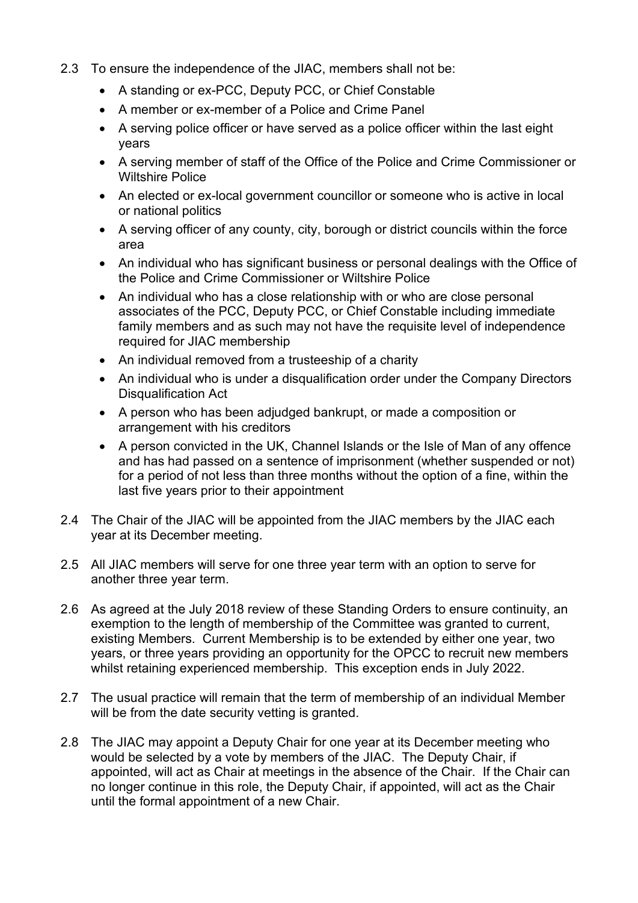2.3 To ensure the independence of the JIAC, members shall not be:

- A standing or ex-PCC, Deputy PCC, or Chief Constable
- A member or ex-member of a Police and Crime Panel
- A serving police officer or have served as a police officer within the last eight years
- A serving member of staff of the Office of the Police and Crime Commissioner or Wiltshire Police
- An elected or ex-local government councillor or someone who is active in local or national politics
- A serving officer of any county, city, borough or district councils within the force area
- An individual who has significant business or personal dealings with the Office of the Police and Crime Commissioner or Wiltshire Police
- An individual who has a close relationship with or who are close personal associates of the PCC, Deputy PCC, or Chief Constable including immediate family members and as such may not have the requisite level of independence required for JIAC membership
- An individual removed from a trusteeship of a charity
- An individual who is under a disqualification order under the Company Directors Disqualification Act
- A person who has been adjudged bankrupt, or made a composition or arrangement with his creditors
- A person convicted in the UK, Channel Islands or the Isle of Man of any offence and has had passed on a sentence of imprisonment (whether suspended or not) for a period of not less than three months without the option of a fine, within the last five years prior to their appointment

2.4 The Chair of the JIAC will be appointed from the JIAC members by the JIAC each year at its December meeting.

2.5 All JIAC members will serve for one three year term with an option to serve for another three year term.

2.6 As agreed at the July 2018 review of these Standing Orders to ensure continuity, an exemption to the length of membership of the Committee was granted to current, existing Members. Current Membership is to be extended by either one year, two years, or three years providing an opportunity for the OPCC to recruit new members whilst retaining experienced membership. This exception ends in July 2022.

2.7 The usual practice will remain that the term of membership of an individual Member will be from the date security vetting is granted.

2.8 The JIAC may appoint a Deputy Chair for one year at its December meeting who would be selected by a vote by members of the JIAC. The Deputy Chair, if appointed, will act as Chair at meetings in the absence of the Chair. If the Chair can no longer continue in this role, the Deputy Chair, if appointed, will act as the Chair until the formal appointment of a new Chair.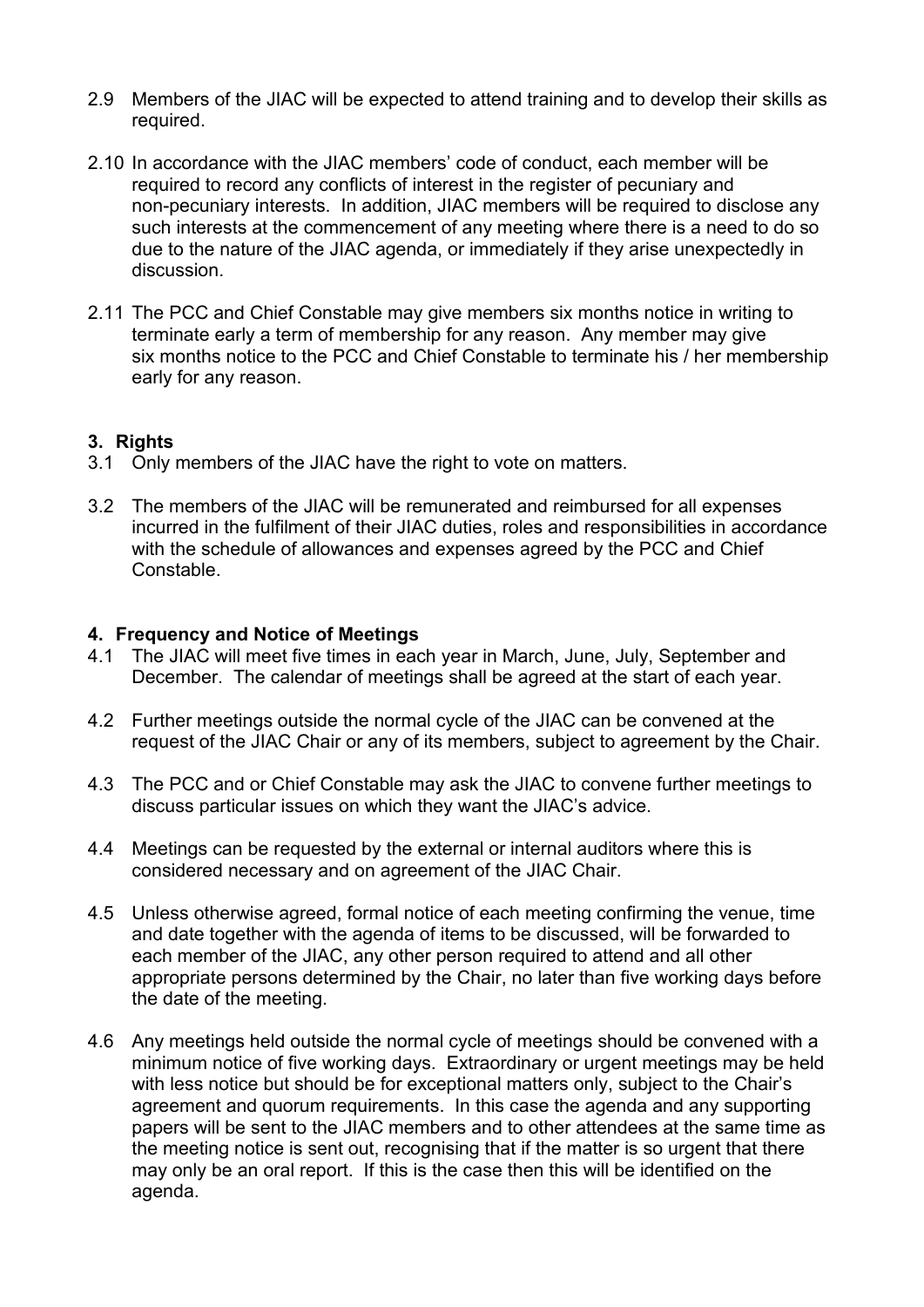2.9 Members of the JIAC will be expected to attend training and to develop their skills as required.

2.10 In accordance with the JIAC members' code of conduct, each member will be required to record any conflicts of interest in the register of pecuniary and non-pecuniary interests. In addition, JIAC members will be required to disclose any such interests at the commencement of any meeting where there is a need to do so due to the nature of the JIAC agenda, or immediately if they arise unexpectedly in discussion.

2.11 The PCC and Chief Constable may give members six months notice in writing to terminate early a term of membership for any reason. Any member may give six months notice to the PCC and Chief Constable to terminate his / her membership early for any reason.

## 3. Rights

3.1 Only members of the JIAC have the right to vote on matters.

3.2 The members of the JIAC will be remunerated and reimbursed for all expenses incurred in the fulfilment of their JIAC duties, roles and responsibilities in accordance with the schedule of allowances and expenses agreed by the PCC and Chief Constable.

## 4. Frequency and Notice of Meetings

4.1 The JIAC will meet five times in each year in March, June, July, September and December. The calendar of meetings shall be agreed at the start of each year.

4.2 Further meetings outside the normal cycle of the JIAC can be convened at the request of the JIAC Chair or any of its members, subject to agreement by the Chair.

4.3 The PCC and or Chief Constable may ask the JIAC to convene further meetings to discuss particular issues on which they want the JIAC's advice.

4.4 Meetings can be requested by the external or internal auditors where this is considered necessary and on agreement of the JIAC Chair.

4.5 Unless otherwise agreed, formal notice of each meeting confirming the venue, time and date together with the agenda of items to be discussed, will be forwarded to each member of the JIAC, any other person required to attend and all other appropriate persons determined by the Chair, no later than five working days before the date of the meeting.

4.6 Any meetings held outside the normal cycle of meetings should be convened with a minimum notice of five working days. Extraordinary or urgent meetings may be held with less notice but should be for exceptional matters only, subject to the Chair's agreement and quorum requirements. In this case the agenda and any supporting papers will be sent to the JIAC members and to other attendees at the same time as the meeting notice is sent out, recognising that if the matter is so urgent that there may only be an oral report. If this is the case then this will be identified on the agenda.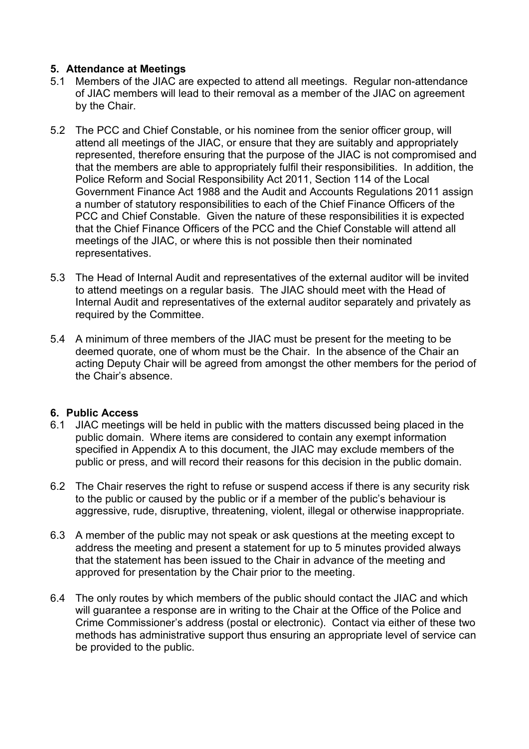## 5. Attendance at Meetings

5.1 Members of the JIAC are expected to attend all meetings. Regular non-attendance of JIAC members will lead to their removal as a member of the JIAC on agreement by the Chair.

5.2 The PCC and Chief Constable, or his nominee from the senior officer group, will attend all meetings of the JIAC, or ensure that they are suitably and appropriately represented, therefore ensuring that the purpose of the JIAC is not compromised and that the members are able to appropriately fulfil their responsibilities. In addition, the Police Reform and Social Responsibility Act 2011, Section 114 of the Local Government Finance Act 1988 and the Audit and Accounts Regulations 2011 assign a number of statutory responsibilities to each of the Chief Finance Officers of the PCC and Chief Constable. Given the nature of these responsibilities it is expected that the Chief Finance Officers of the PCC and the Chief Constable will attend all meetings of the JIAC, or where this is not possible then their nominated representatives.

5.3 The Head of Internal Audit and representatives of the external auditor will be invited to attend meetings on a regular basis. The JIAC should meet with the Head of Internal Audit and representatives of the external auditor separately and privately as required by the Committee.

5.4 A minimum of three members of the JIAC must be present for the meeting to be deemed quorate, one of whom must be the Chair. In the absence of the Chair an acting Deputy Chair will be agreed from amongst the other members for the period of the Chair's absence.

## 6. Public Access

6.1 JIAC meetings will be held in public with the matters discussed being placed in the public domain. Where items are considered to contain any exempt information specified in Appendix A to this document, the JIAC may exclude members of the public or press, and will record their reasons for this decision in the public domain.

6.2 The Chair reserves the right to refuse or suspend access if there is any security risk to the public or caused by the public or if a member of the public's behaviour is aggressive, rude, disruptive, threatening, violent, illegal or otherwise inappropriate.

6.3 A member of the public may not speak or ask questions at the meeting except to address the meeting and present a statement for up to 5 minutes provided always that the statement has been issued to the Chair in advance of the meeting and approved for presentation by the Chair prior to the meeting.

6.4 The only routes by which members of the public should contact the JIAC and which will guarantee a response are in writing to the Chair at the Office of the Police and Crime Commissioner's address (postal or electronic). Contact via either of these two methods has administrative support thus ensuring an appropriate level of service can be provided to the public.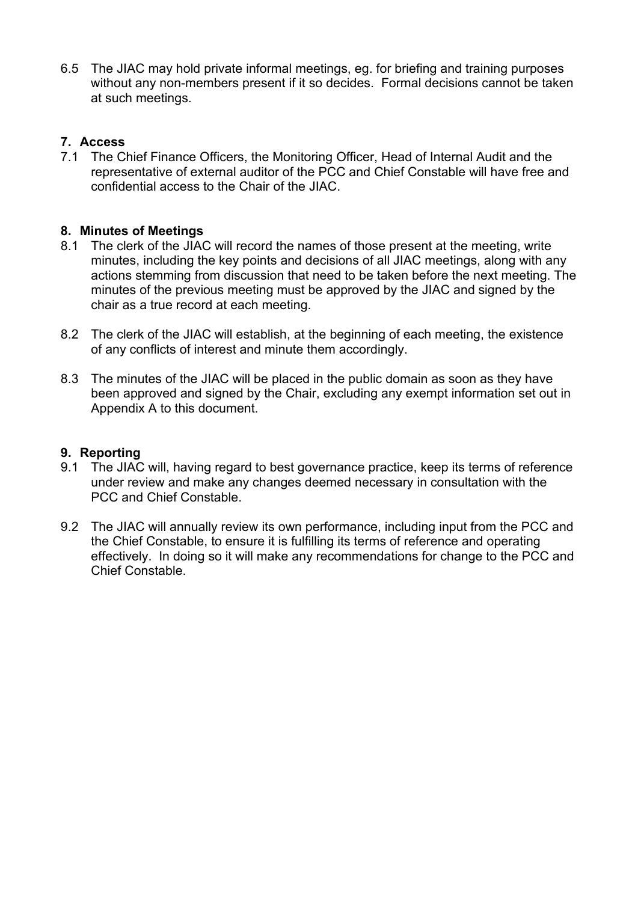6.5 The JIAC may hold private informal meetings, eg. for briefing and training purposes without any non-members present if it so decides. Formal decisions cannot be taken at such meetings.

## 7. Access

7.1 The Chief Finance Officers, the Monitoring Officer, Head of Internal Audit and the representative of external auditor of the PCC and Chief Constable will have free and confidential access to the Chair of the JIAC.

## 8. Minutes of Meetings

8.1 The clerk of the JIAC will record the names of those present at the meeting, write minutes, including the key points and decisions of all JIAC meetings, along with any actions stemming from discussion that need to be taken before the next meeting. The minutes of the previous meeting must be approved by the JIAC and signed by the chair as a true record at each meeting.

8.2 The clerk of the JIAC will establish, at the beginning of each meeting, the existence of any conflicts of interest and minute them accordingly.

8.3 The minutes of the JIAC will be placed in the public domain as soon as they have been approved and signed by the Chair, excluding any exempt information set out in Appendix A to this document.

## 9. Reporting

9.1 The JIAC will, having regard to best governance practice, keep its terms of reference under review and make any changes deemed necessary in consultation with the PCC and Chief Constable.

9.2 The JIAC will annually review its own performance, including input from the PCC and the Chief Constable, to ensure it is fulfilling its terms of reference and operating effectively. In doing so it will make any recommendations for change to the PCC and Chief Constable.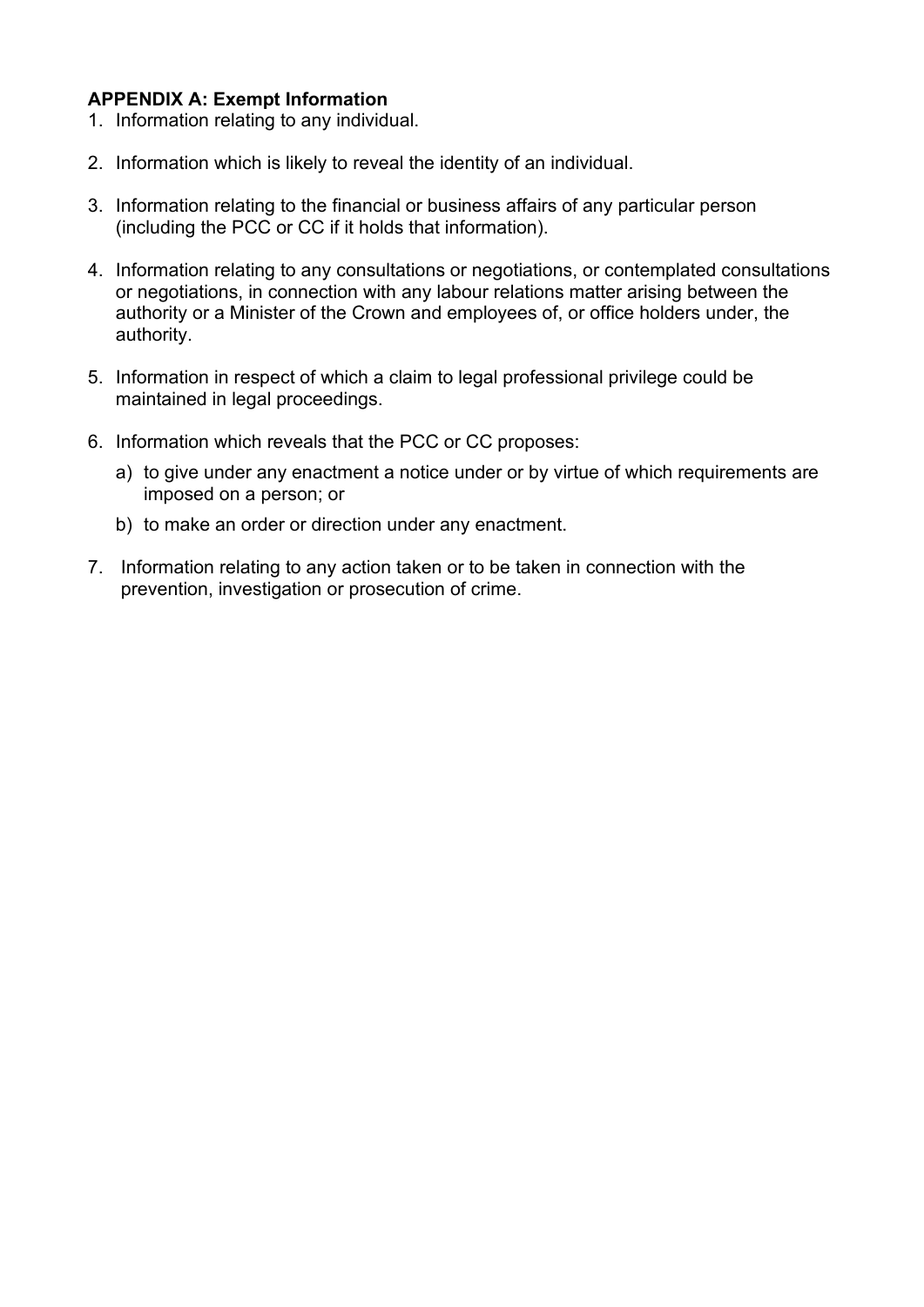**APPENDIX A: Exempt Information**

1. Information relating to any individual.
2. Information which is likely to reveal the identity of an individual.
3. Information relating to the financial or business affairs of any particular person (including the PCC or CC if it holds that information).
4. Information relating to any consultations or negotiations, or contemplated consultations or negotiations, in connection with any labour relations matter arising between the authority or a Minister of the Crown and employees of, or office holders under, the authority.
5. Information in respect of which a claim to legal professional privilege could be maintained in legal proceedings.
6. Information which reveals that the PCC or CC proposes:
   a) to give under any enactment a notice under or by virtue of which requirements are imposed on a person; or
   b) to make an order or direction under any enactment.
7. Information relating to any action taken or to be taken in connection with the prevention, investigation or prosecution of crime.